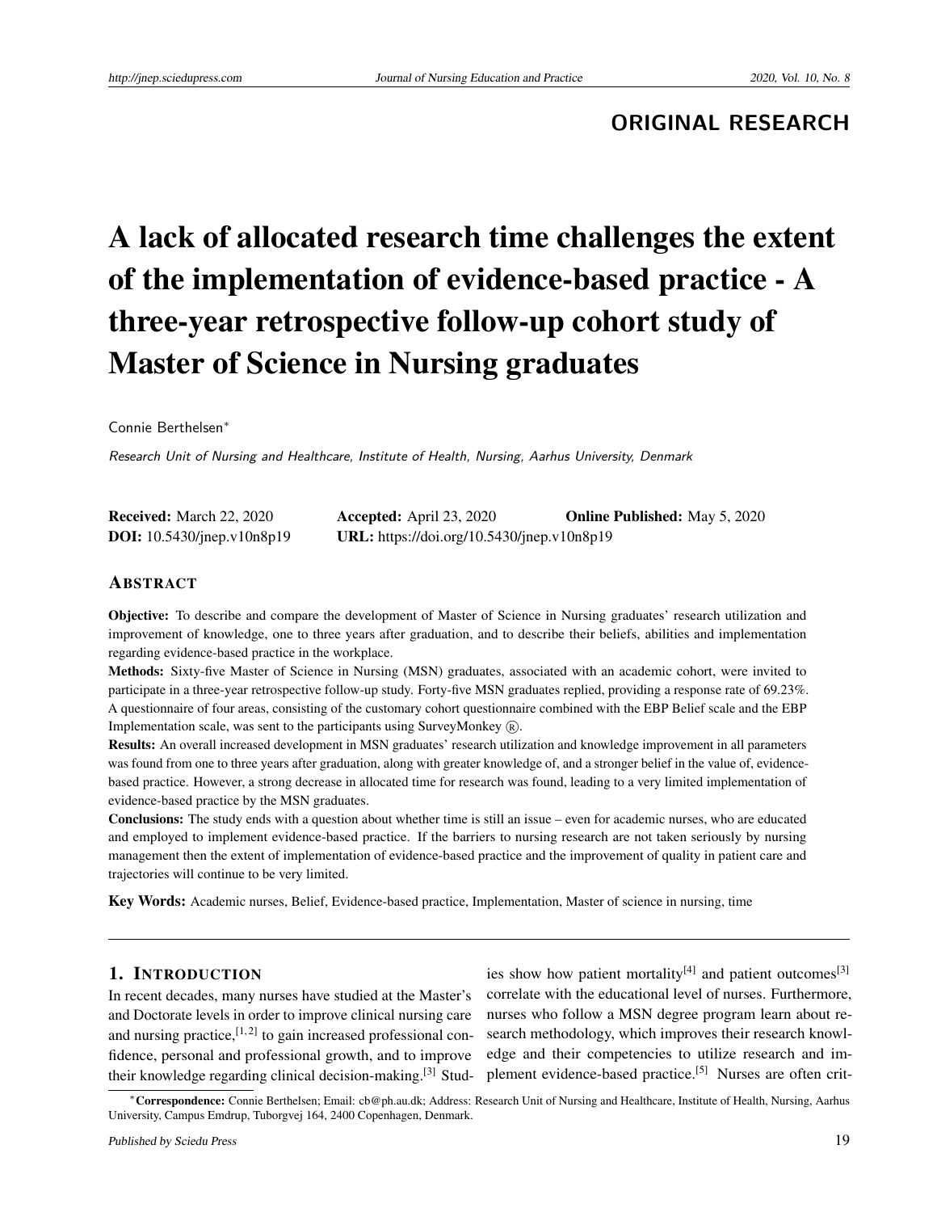ORIGINAL RESEARCH

# A lack of allocated research time challenges the extent of the implementation of evidence-based practice - A three-year retrospective follow-up cohort study of Master of Science in Nursing graduates

Connie Berthelsen*

*Research Unit of Nursing and Healthcare, Institute of Health, Nursing, Aarhus University, Denmark*

**Received:** March 22, 2020 **Accepted:** April 23, 2020 **Online Published:** May 5, 2020
**DOI:** 10.5430/jnep.v10n8p19 **URL:** https://doi.org/10.5430/jnep.v10n8p19

## ABSTRACT

**Objective:** To describe and compare the development of Master of Science in Nursing graduates' research utilization and improvement of knowledge, one to three years after graduation, and to describe their beliefs, abilities and implementation regarding evidence-based practice in the workplace.

**Methods:** Sixty-five Master of Science in Nursing (MSN) graduates, associated with an academic cohort, were invited to participate in a three-year retrospective follow-up study. Forty-five MSN graduates replied, providing a response rate of 69.23%. A questionnaire of four areas, consisting of the customary cohort questionnaire combined with the EBP Belief scale and the EBP Implementation scale, was sent to the participants using SurveyMonkey ®.

**Results:** An overall increased development in MSN graduates' research utilization and knowledge improvement in all parameters was found from one to three years after graduation, along with greater knowledge of, and a stronger belief in the value of, evidence-based practice. However, a strong decrease in allocated time for research was found, leading to a very limited implementation of evidence-based practice by the MSN graduates.

**Conclusions:** The study ends with a question about whether time is still an issue – even for academic nurses, who are educated and employed to implement evidence-based practice. If the barriers to nursing research are not taken seriously by nursing management then the extent of implementation of evidence-based practice and the improvement of quality in patient care and trajectories will continue to be very limited.

**Key Words:** Academic nurses, Belief, Evidence-based practice, Implementation, Master of science in nursing, time

## 1. INTRODUCTION

In recent decades, many nurses have studied at the Master's and Doctorate levels in order to improve clinical nursing care and nursing practice,[1,2] to gain increased professional confidence, personal and professional growth, and to improve their knowledge regarding clinical decision-making.[3] Studies show how patient mortality[4] and patient outcomes[3] correlate with the educational level of nurses. Furthermore, nurses who follow a MSN degree program learn about research methodology, which improves their research knowledge and their competencies to utilize research and implement evidence-based practice.[5] Nurses are often crit-

*Correspondence: Connie Berthelsen; Email: cb@ph.au.dk; Address: Research Unit of Nursing and Healthcare, Institute of Health, Nursing, Aarhus University, Campus Emdrup, Tuborgvej 164, 2400 Copenhagen, Denmark.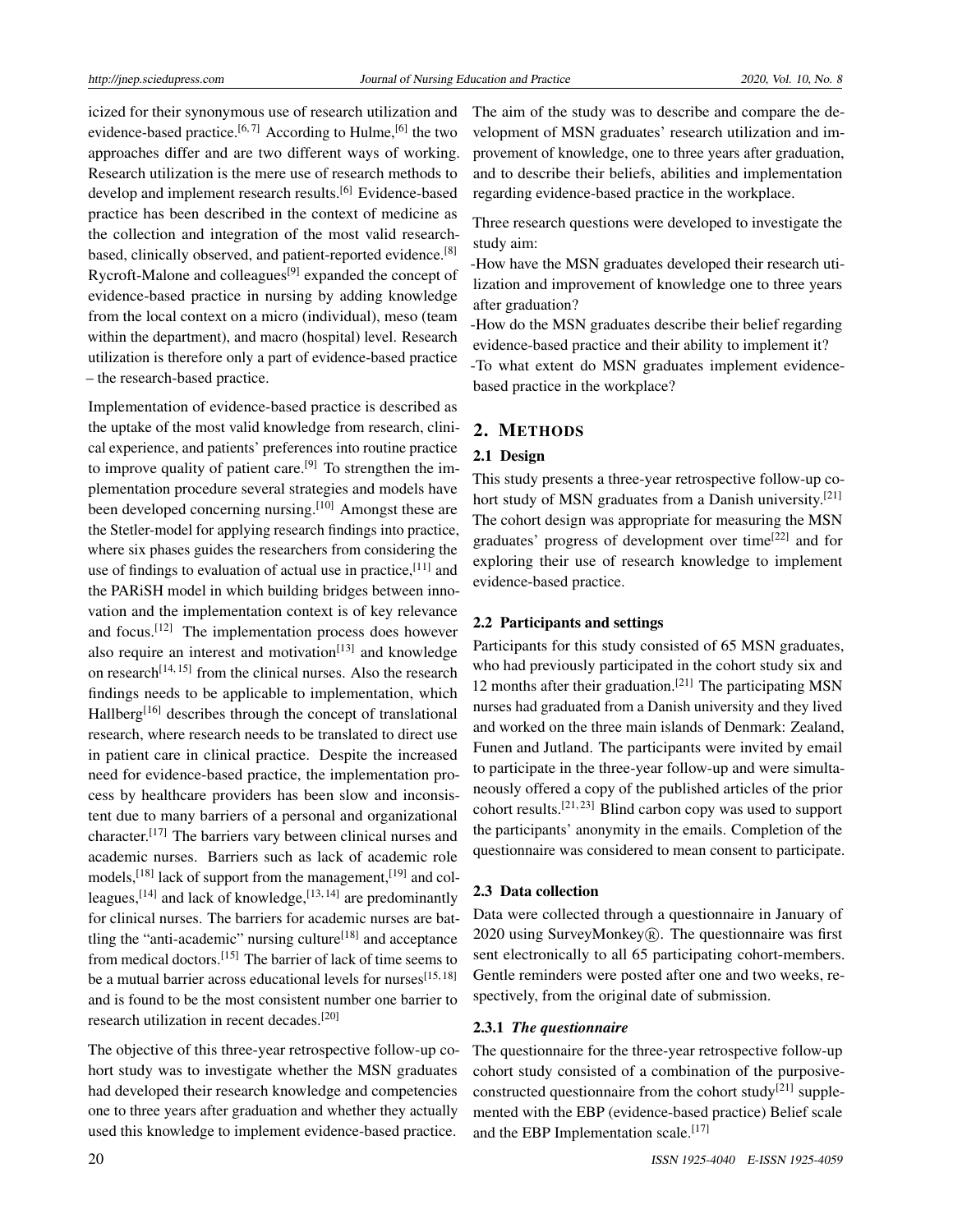icized for their synonymous use of research utilization and evidence-based practice.[6, 7] According to Hulme,[6] the two approaches differ and are two different ways of working. Research utilization is the mere use of research methods to develop and implement research results.[6] Evidence-based practice has been described in the context of medicine as the collection and integration of the most valid research-based, clinically observed, and patient-reported evidence.[8] Rycroft-Malone and colleagues[9] expanded the concept of evidence-based practice in nursing by adding knowledge from the local context on a micro (individual), meso (team within the department), and macro (hospital) level. Research utilization is therefore only a part of evidence-based practice – the research-based practice.

Implementation of evidence-based practice is described as the uptake of the most valid knowledge from research, clinical experience, and patients' preferences into routine practice to improve quality of patient care.[9] To strengthen the implementation procedure several strategies and models have been developed concerning nursing.[10] Amongst these are the Stetler-model for applying research findings into practice, where six phases guides the researchers from considering the use of findings to evaluation of actual use in practice,[11] and the PARiSH model in which building bridges between innovation and the implementation context is of key relevance and focus.[12] The implementation process does however also require an interest and motivation[13] and knowledge on research[14, 15] from the clinical nurses. Also the research findings needs to be applicable to implementation, which Hallberg[16] describes through the concept of translational research, where research needs to be translated to direct use in patient care in clinical practice. Despite the increased need for evidence-based practice, the implementation process by healthcare providers has been slow and inconsistent due to many barriers of a personal and organizational character.[17] The barriers vary between clinical nurses and academic nurses. Barriers such as lack of academic role models,[18] lack of support from the management,[19] and colleagues,[14] and lack of knowledge,[13, 14] are predominantly for clinical nurses. The barriers for academic nurses are battling the "anti-academic" nursing culture[18] and acceptance from medical doctors.[15] The barrier of lack of time seems to be a mutual barrier across educational levels for nurses[15, 18] and is found to be the most consistent number one barrier to research utilization in recent decades.[20]

The objective of this three-year retrospective follow-up cohort study was to investigate whether the MSN graduates had developed their research knowledge and competencies one to three years after graduation and whether they actually used this knowledge to implement evidence-based practice.

The aim of the study was to describe and compare the development of MSN graduates' research utilization and improvement of knowledge, one to three years after graduation, and to describe their beliefs, abilities and implementation regarding evidence-based practice in the workplace.

Three research questions were developed to investigate the study aim:

-How have the MSN graduates developed their research utilization and improvement of knowledge one to three years after graduation?

-How do the MSN graduates describe their belief regarding evidence-based practice and their ability to implement it?

-To what extent do MSN graduates implement evidence-based practice in the workplace?

## 2. METHODS

### 2.1 Design

This study presents a three-year retrospective follow-up cohort study of MSN graduates from a Danish university.[21] The cohort design was appropriate for measuring the MSN graduates' progress of development over time[22] and for exploring their use of research knowledge to implement evidence-based practice.

### 2.2 Participants and settings

Participants for this study consisted of 65 MSN graduates, who had previously participated in the cohort study six and 12 months after their graduation.[21] The participating MSN nurses had graduated from a Danish university and they lived and worked on the three main islands of Denmark: Zealand, Funen and Jutland. The participants were invited by email to participate in the three-year follow-up and were simultaneously offered a copy of the published articles of the prior cohort results.[21, 23] Blind carbon copy was used to support the participants' anonymity in the emails. Completion of the questionnaire was considered to mean consent to participate.

### 2.3 Data collection

Data were collected through a questionnaire in January of 2020 using SurveyMonkey®. The questionnaire was first sent electronically to all 65 participating cohort-members. Gentle reminders were posted after one and two weeks, respectively, from the original date of submission.

#### 2.3.1 *The questionnaire*

The questionnaire for the three-year retrospective follow-up cohort study consisted of a combination of the purposive-constructed questionnaire from the cohort study[21] supplemented with the EBP (evidence-based practice) Belief scale and the EBP Implementation scale.[17]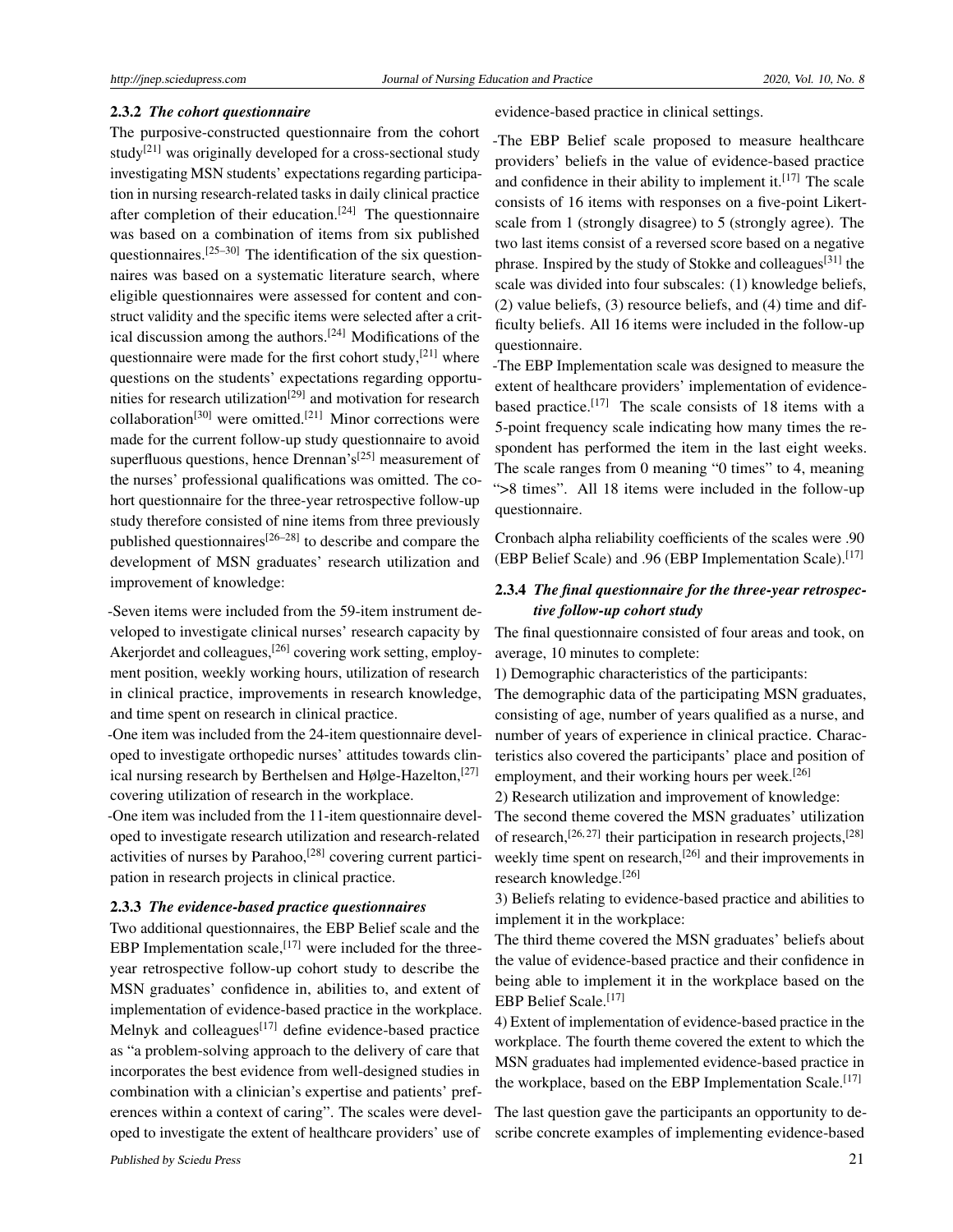#### 2.3.2 *The cohort questionnaire*

The purposive-constructed questionnaire from the cohort study[21] was originally developed for a cross-sectional study investigating MSN students' expectations regarding participation in nursing research-related tasks in daily clinical practice after completion of their education.[24] The questionnaire was based on a combination of items from six published questionnaires.[25–30] The identification of the six questionnaires was based on a systematic literature search, where eligible questionnaires were assessed for content and construct validity and the specific items were selected after a critical discussion among the authors.[24] Modifications of the questionnaire were made for the first cohort study,[21] where questions on the students' expectations regarding opportunities for research utilization[29] and motivation for research collaboration[30] were omitted.[21] Minor corrections were made for the current follow-up study questionnaire to avoid superfluous questions, hence Drennan's[25] measurement of the nurses' professional qualifications was omitted. The cohort questionnaire for the three-year retrospective follow-up study therefore consisted of nine items from three previously published questionnaires[26–28] to describe and compare the development of MSN graduates' research utilization and improvement of knowledge:

-Seven items were included from the 59-item instrument developed to investigate clinical nurses' research capacity by Akerjordet and colleagues,[26] covering work setting, employment position, weekly working hours, utilization of research in clinical practice, improvements in research knowledge, and time spent on research in clinical practice.

-One item was included from the 24-item questionnaire developed to investigate orthopedic nurses' attitudes towards clinical nursing research by Berthelsen and Hølge-Hazelton,[27] covering utilization of research in the workplace.

-One item was included from the 11-item questionnaire developed to investigate research utilization and research-related activities of nurses by Parahoo,[28] covering current participation in research projects in clinical practice.

#### 2.3.3 *The evidence-based practice questionnaires*

Two additional questionnaires, the EBP Belief scale and the EBP Implementation scale,[17] were included for the three-year retrospective follow-up cohort study to describe the MSN graduates' confidence in, abilities to, and extent of implementation of evidence-based practice in the workplace. Melnyk and colleagues[17] define evidence-based practice as "a problem-solving approach to the delivery of care that incorporates the best evidence from well-designed studies in combination with a clinician's expertise and patients' preferences within a context of caring". The scales were developed to investigate the extent of healthcare providers' use of evidence-based practice in clinical settings.

-The EBP Belief scale proposed to measure healthcare providers' beliefs in the value of evidence-based practice and confidence in their ability to implement it.[17] The scale consists of 16 items with responses on a five-point Likert-scale from 1 (strongly disagree) to 5 (strongly agree). The two last items consist of a reversed score based on a negative phrase. Inspired by the study of Stokke and colleagues[31] the scale was divided into four subscales: (1) knowledge beliefs, (2) value beliefs, (3) resource beliefs, and (4) time and difficulty beliefs. All 16 items were included in the follow-up questionnaire.

-The EBP Implementation scale was designed to measure the extent of healthcare providers' implementation of evidence-based practice.[17] The scale consists of 18 items with a 5-point frequency scale indicating how many times the respondent has performed the item in the last eight weeks. The scale ranges from 0 meaning "0 times" to 4, meaning ">8 times". All 18 items were included in the follow-up questionnaire.

Cronbach alpha reliability coefficients of the scales were .90 (EBP Belief Scale) and .96 (EBP Implementation Scale).[17]

#### 2.3.4 *The final questionnaire for the three-year retrospective follow-up cohort study*

The final questionnaire consisted of four areas and took, on average, 10 minutes to complete:

1) Demographic characteristics of the participants:
The demographic data of the participating MSN graduates, consisting of age, number of years qualified as a nurse, and number of years of experience in clinical practice. Characteristics also covered the participants' place and position of employment, and their working hours per week.[26]

2) Research utilization and improvement of knowledge:
The second theme covered the MSN graduates' utilization of research,[26,27] their participation in research projects,[28] weekly time spent on research,[26] and their improvements in research knowledge.[26]

3) Beliefs relating to evidence-based practice and abilities to implement it in the workplace:
The third theme covered the MSN graduates' beliefs about the value of evidence-based practice and their confidence in being able to implement it in the workplace based on the EBP Belief Scale.[17]

4) Extent of implementation of evidence-based practice in the workplace. The fourth theme covered the extent to which the MSN graduates had implemented evidence-based practice in the workplace, based on the EBP Implementation Scale.[17]

The last question gave the participants an opportunity to describe concrete examples of implementing evidence-based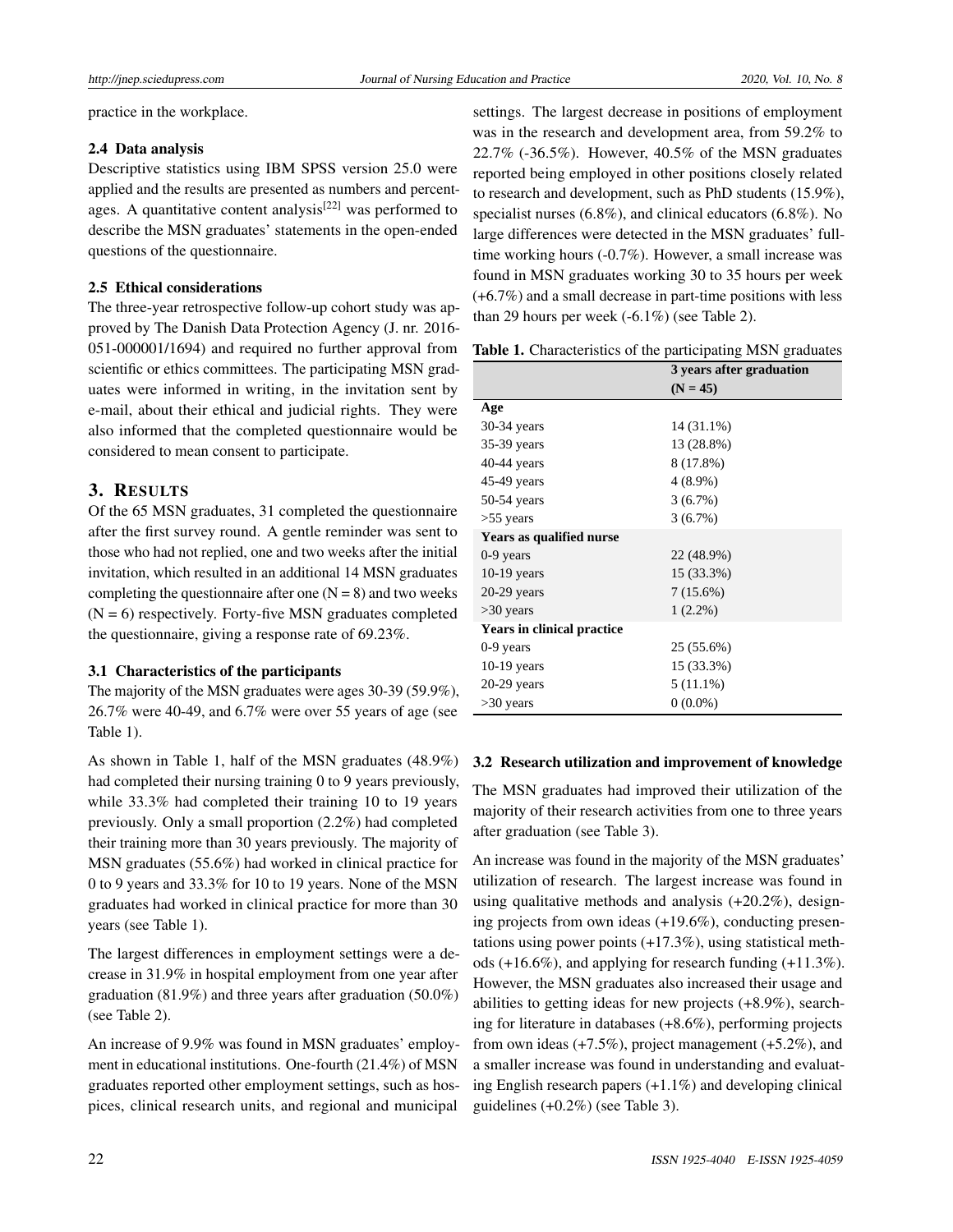practice in the workplace.

### 2.4 Data analysis

Descriptive statistics using IBM SPSS version 25.0 were applied and the results are presented as numbers and percentages. A quantitative content analysis[22] was performed to describe the MSN graduates' statements in the open-ended questions of the questionnaire.

### 2.5 Ethical considerations

The three-year retrospective follow-up cohort study was approved by The Danish Data Protection Agency (J. nr. 2016-051-000001/1694) and required no further approval from scientific or ethics committees. The participating MSN graduates were informed in writing, in the invitation sent by e-mail, about their ethical and judicial rights. They were also informed that the completed questionnaire would be considered to mean consent to participate.

## 3. Results

Of the 65 MSN graduates, 31 completed the questionnaire after the first survey round. A gentle reminder was sent to those who had not replied, one and two weeks after the initial invitation, which resulted in an additional 14 MSN graduates completing the questionnaire after one (N = 8) and two weeks (N = 6) respectively. Forty-five MSN graduates completed the questionnaire, giving a response rate of 69.23%.

### 3.1 Characteristics of the participants

The majority of the MSN graduates were ages 30-39 (59.9%), 26.7% were 40-49, and 6.7% were over 55 years of age (see Table 1).

As shown in Table 1, half of the MSN graduates (48.9%) had completed their nursing training 0 to 9 years previously, while 33.3% had completed their training 10 to 19 years previously. Only a small proportion (2.2%) had completed their training more than 30 years previously. The majority of MSN graduates (55.6%) had worked in clinical practice for 0 to 9 years and 33.3% for 10 to 19 years. None of the MSN graduates had worked in clinical practice for more than 30 years (see Table 1).

The largest differences in employment settings were a decrease in 31.9% in hospital employment from one year after graduation (81.9%) and three years after graduation (50.0%) (see Table 2).

An increase of 9.9% was found in MSN graduates' employment in educational institutions. One-fourth (21.4%) of MSN graduates reported other employment settings, such as hospices, clinical research units, and regional and municipal settings. The largest decrease in positions of employment was in the research and development area, from 59.2% to 22.7% (-36.5%). However, 40.5% of the MSN graduates reported being employed in other positions closely related to research and development, such as PhD students (15.9%), specialist nurses (6.8%), and clinical educators (6.8%). No large differences were detected in the MSN graduates' full-time working hours (-0.7%). However, a small increase was found in MSN graduates working 30 to 35 hours per week (+6.7%) and a small decrease in part-time positions with less than 29 hours per week (-6.1%) (see Table 2).

**Table 1.** Characteristics of the participating MSN graduates

| | 3 years after graduation (N = 45) |
|---|---|
| **Age** | |
| 30-34 years | 14 (31.1%) |
| 35-39 years | 13 (28.8%) |
| 40-44 years | 8 (17.8%) |
| 45-49 years | 4 (8.9%) |
| 50-54 years | 3 (6.7%) |
| >55 years | 3 (6.7%) |
| **Years as qualified nurse** | |
| 0-9 years | 22 (48.9%) |
| 10-19 years | 15 (33.3%) |
| 20-29 years | 7 (15.6%) |
| >30 years | 1 (2.2%) |
| **Years in clinical practice** | |
| 0-9 years | 25 (55.6%) |
| 10-19 years | 15 (33.3%) |
| 20-29 years | 5 (11.1%) |
| >30 years | 0 (0.0%) |

### 3.2 Research utilization and improvement of knowledge

The MSN graduates had improved their utilization of the majority of their research activities from one to three years after graduation (see Table 3).

An increase was found in the majority of the MSN graduates' utilization of research. The largest increase was found in using qualitative methods and analysis (+20.2%), designing projects from own ideas (+19.6%), conducting presentations using power points (+17.3%), using statistical methods (+16.6%), and applying for research funding (+11.3%). However, the MSN graduates also increased their usage and abilities to getting ideas for new projects (+8.9%), searching for literature in databases (+8.6%), performing projects from own ideas (+7.5%), project management (+5.2%), and a smaller increase was found in understanding and evaluating English research papers (+1.1%) and developing clinical guidelines (+0.2%) (see Table 3).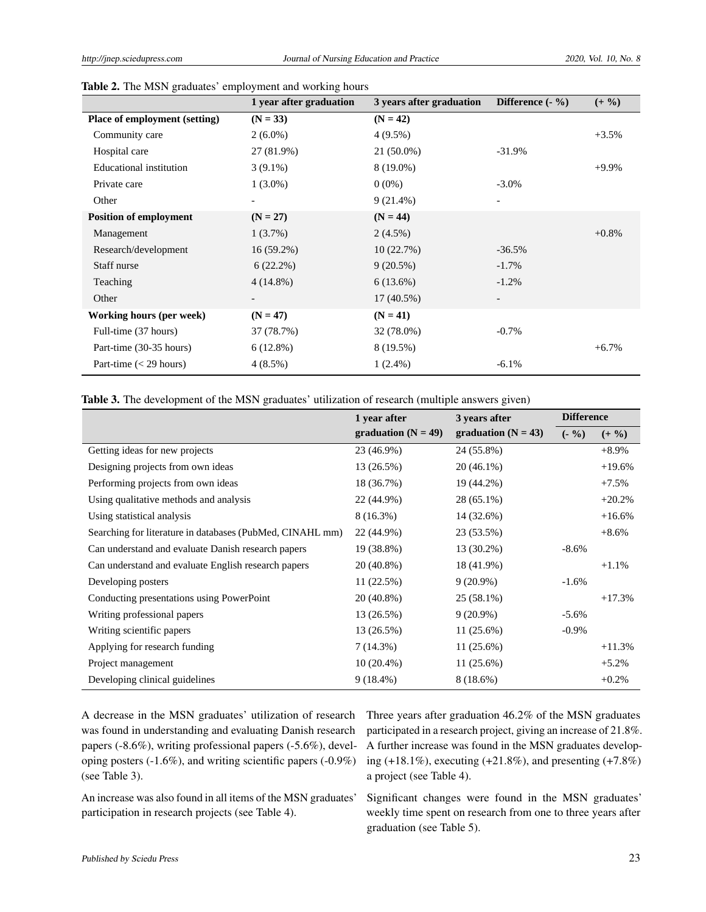**Table 2.** The MSN graduates' employment and working hours

| | 1 year after graduation | 3 years after graduation | Difference (- %) | (+ %) |
|---|---|---|---|---|
| **Place of employment (setting)** | **(N = 33)** | **(N = 42)** | | |
| Community care | 2 (6.0%) | 4 (9.5%) | | +3.5% |
| Hospital care | 27 (81.9%) | 21 (50.0%) | -31.9% | |
| Educational institution | 3 (9.1%) | 8 (19.0%) | | +9.9% |
| Private care | 1 (3.0%) | 0 (0%) | -3.0% | |
| Other | - | 9 (21.4%) | - | |
| **Position of employment** | **(N = 27)** | **(N = 44)** | | |
| Management | 1 (3.7%) | 2 (4.5%) | | +0.8% |
| Research/development | 16 (59.2%) | 10 (22.7%) | -36.5% | |
| Staff nurse | 6 (22.2%) | 9 (20.5%) | -1.7% | |
| Teaching | 4 (14.8%) | 6 (13.6%) | -1.2% | |
| Other | - | 17 (40.5%) | - | |
| **Working hours (per week)** | **(N = 47)** | **(N = 41)** | | |
| Full-time (37 hours) | 37 (78.7%) | 32 (78.0%) | -0.7% | |
| Part-time (30-35 hours) | 6 (12.8%) | 8 (19.5%) | | +6.7% |
| Part-time (< 29 hours) | 4 (8.5%) | 1 (2.4%) | -6.1% | |

**Table 3.** The development of the MSN graduates' utilization of research (multiple answers given)

| | 1 year after graduation (N = 49) | 3 years after graduation (N = 43) | Difference | |
|---|---|---|---|---|
| | | | (- %) | (+ %) |
| Getting ideas for new projects | 23 (46.9%) | 24 (55.8%) | | +8.9% |
| Designing projects from own ideas | 13 (26.5%) | 20 (46.1%) | | +19.6% |
| Performing projects from own ideas | 18 (36.7%) | 19 (44.2%) | | +7.5% |
| Using qualitative methods and analysis | 22 (44.9%) | 28 (65.1%) | | +20.2% |
| Using statistical analysis | 8 (16.3%) | 14 (32.6%) | | +16.6% |
| Searching for literature in databases (PubMed, CINAHL mm) | 22 (44.9%) | 23 (53.5%) | | +8.6% |
| Can understand and evaluate Danish research papers | 19 (38.8%) | 13 (30.2%) | -8.6% | |
| Can understand and evaluate English research papers | 20 (40.8%) | 18 (41.9%) | | +1.1% |
| Developing posters | 11 (22.5%) | 9 (20.9%) | -1.6% | |
| Conducting presentations using PowerPoint | 20 (40.8%) | 25 (58.1%) | | +17.3% |
| Writing professional papers | 13 (26.5%) | 9 (20.9%) | -5.6% | |
| Writing scientific papers | 13 (26.5%) | 11 (25.6%) | -0.9% | |
| Applying for research funding | 7 (14.3%) | 11 (25.6%) | | +11.3% |
| Project management | 10 (20.4%) | 11 (25.6%) | | +5.2% |
| Developing clinical guidelines | 9 (18.4%) | 8 (18.6%) | | +0.2% |

A decrease in the MSN graduates' utilization of research was found in understanding and evaluating Danish research papers (-8.6%), writing professional papers (-5.6%), developing posters (-1.6%), and writing scientific papers (-0.9%) (see Table 3).

An increase was also found in all items of the MSN graduates' participation in research projects (see Table 4).

Three years after graduation 46.2% of the MSN graduates participated in a research project, giving an increase of 21.8%. A further increase was found in the MSN graduates developing (+18.1%), executing (+21.8%), and presenting (+7.8%) a project (see Table 4).

Significant changes were found in the MSN graduates' weekly time spent on research from one to three years after graduation (see Table 5).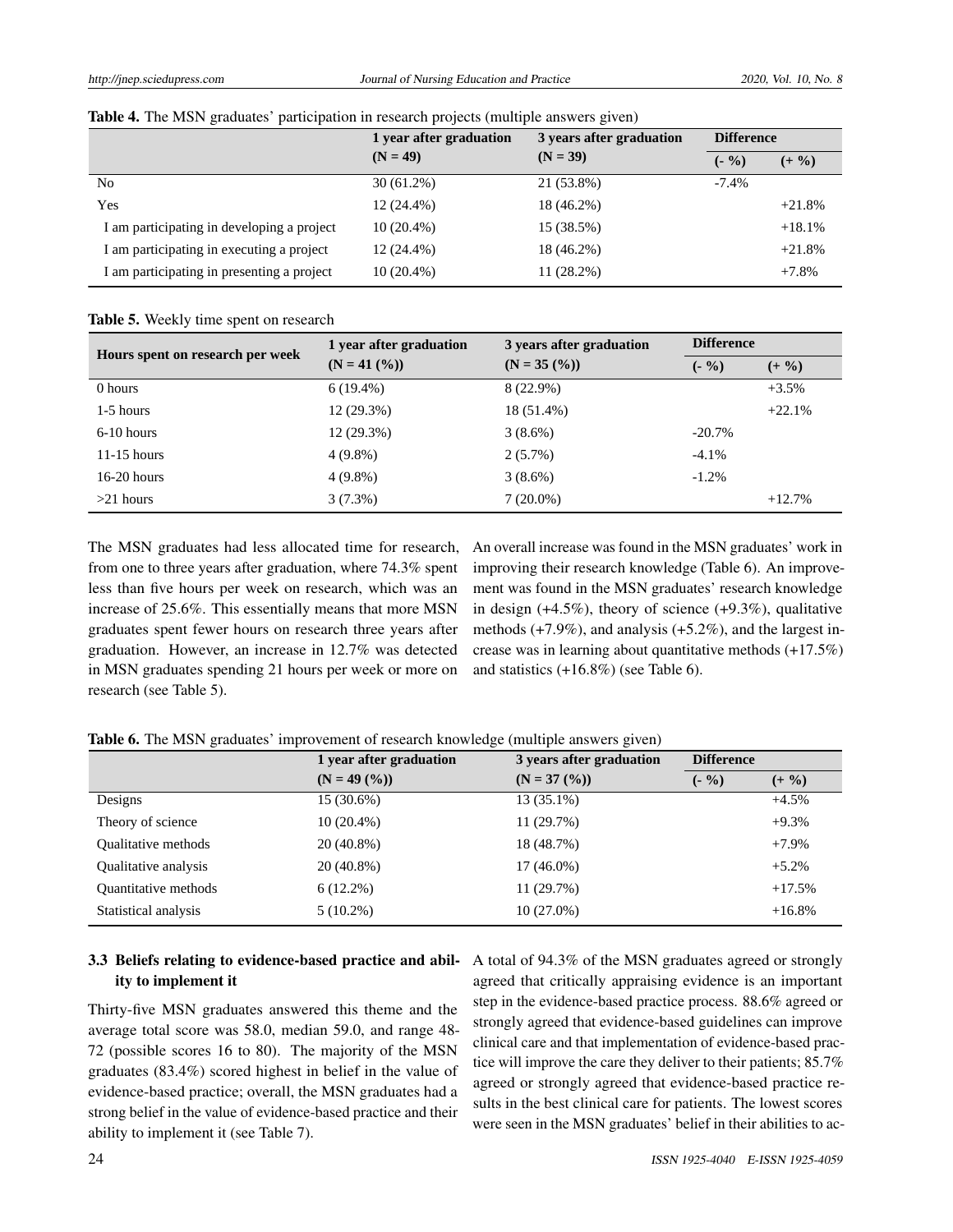**Table 4.** The MSN graduates' participation in research projects (multiple answers given)

| | 1 year after graduation (N = 49) | 3 years after graduation (N = 39) | Difference | |
|---|---|---|---|---|
| | | | (- %) | (+ %) |
| No | 30 (61.2%) | 21 (53.8%) | -7.4% | |
| Yes | 12 (24.4%) | 18 (46.2%) | | +21.8% |
| I am participating in developing a project | 10 (20.4%) | 15 (38.5%) | | +18.1% |
| I am participating in executing a project | 12 (24.4%) | 18 (46.2%) | | +21.8% |
| I am participating in presenting a project | 10 (20.4%) | 11 (28.2%) | | +7.8% |

**Table 5.** Weekly time spent on research

| Hours spent on research per week | 1 year after graduation (N = 41 (%)) | 3 years after graduation (N = 35 (%)) | Difference | |
|---|---|---|---|---|
| | | | (- %) | (+ %) |
| 0 hours | 6 (19.4%) | 8 (22.9%) | | +3.5% |
| 1-5 hours | 12 (29.3%) | 18 (51.4%) | | +22.1% |
| 6-10 hours | 12 (29.3%) | 3 (8.6%) | -20.7% | |
| 11-15 hours | 4 (9.8%) | 2 (5.7%) | -4.1% | |
| 16-20 hours | 4 (9.8%) | 3 (8.6%) | -1.2% | |
| >21 hours | 3 (7.3%) | 7 (20.0%) | | +12.7% |

The MSN graduates had less allocated time for research, from one to three years after graduation, where 74.3% spent less than five hours per week on research, which was an increase of 25.6%. This essentially means that more MSN graduates spent fewer hours on research three years after graduation. However, an increase in 12.7% was detected in MSN graduates spending 21 hours per week or more on research (see Table 5).

An overall increase was found in the MSN graduates' work in improving their research knowledge (Table 6). An improvement was found in the MSN graduates' research knowledge in design (+4.5%), theory of science (+9.3%), qualitative methods (+7.9%), and analysis (+5.2%), and the largest increase was in learning about quantitative methods (+17.5%) and statistics (+16.8%) (see Table 6).

**Table 6.** The MSN graduates' improvement of research knowledge (multiple answers given)

| | 1 year after graduation (N = 49 (%)) | 3 years after graduation (N = 37 (%)) | Difference | |
|---|---|---|---|---|
| | | | (- %) | (+ %) |
| Designs | 15 (30.6%) | 13 (35.1%) | | +4.5% |
| Theory of science | 10 (20.4%) | 11 (29.7%) | | +9.3% |
| Qualitative methods | 20 (40.8%) | 18 (48.7%) | | +7.9% |
| Qualitative analysis | 20 (40.8%) | 17 (46.0%) | | +5.2% |
| Quantitative methods | 6 (12.2%) | 11 (29.7%) | | +17.5% |
| Statistical analysis | 5 (10.2%) | 10 (27.0%) | | +16.8% |

### 3.3 Beliefs relating to evidence-based practice and ability to implement it

Thirty-five MSN graduates answered this theme and the average total score was 58.0, median 59.0, and range 48-72 (possible scores 16 to 80). The majority of the MSN graduates (83.4%) scored highest in belief in the value of evidence-based practice; overall, the MSN graduates had a strong belief in the value of evidence-based practice and their ability to implement it (see Table 7).

A total of 94.3% of the MSN graduates agreed or strongly agreed that critically appraising evidence is an important step in the evidence-based practice process. 88.6% agreed or strongly agreed that evidence-based guidelines can improve clinical care and that implementation of evidence-based practice will improve the care they deliver to their patients; 85.7% agreed or strongly agreed that evidence-based practice results in the best clinical care for patients. The lowest scores were seen in the MSN graduates' belief in their abilities to ac-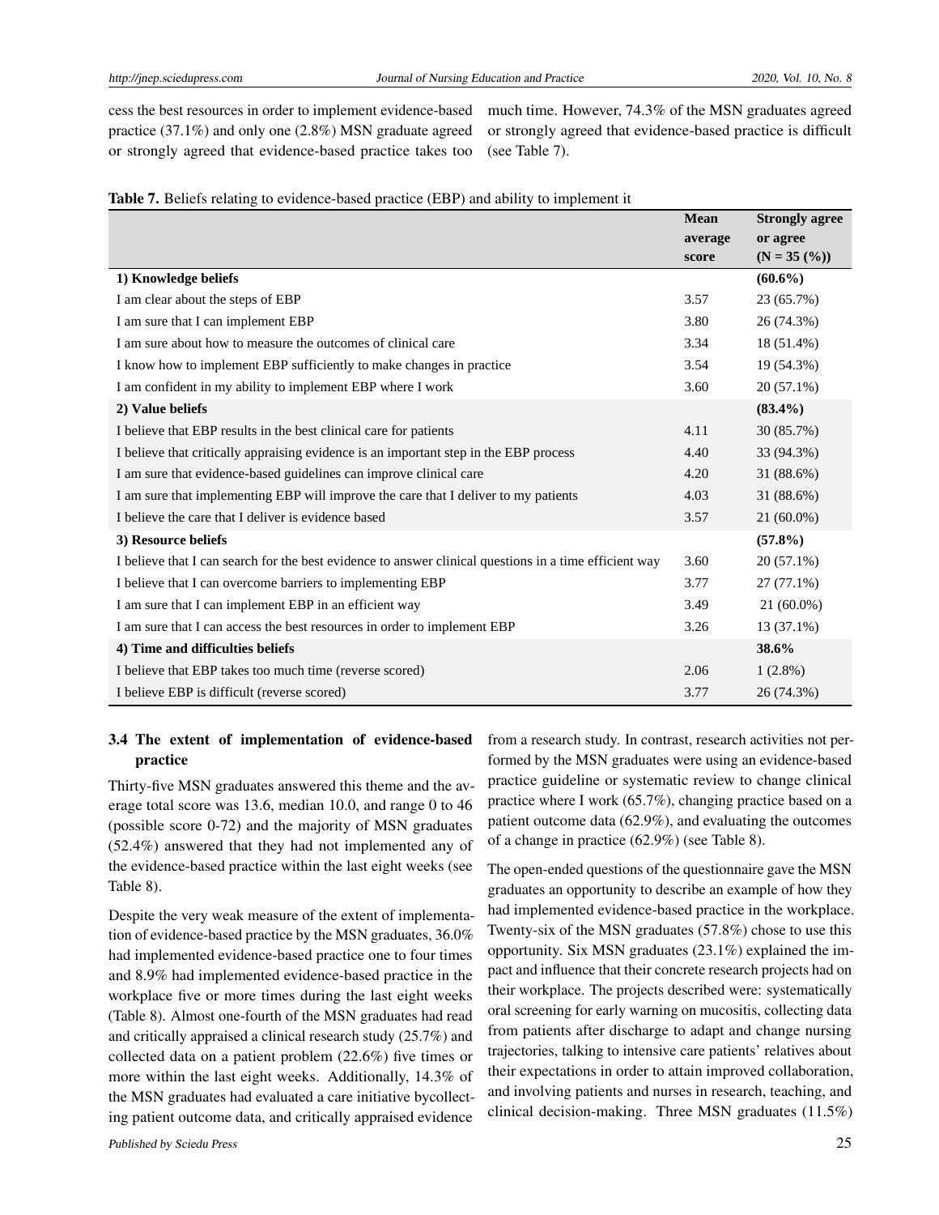cess the best resources in order to implement evidence-based practice (37.1%) and only one (2.8%) MSN graduate agreed or strongly agreed that evidence-based practice takes too much time. However, 74.3% of the MSN graduates agreed or strongly agreed that evidence-based practice is difficult (see Table 7).

**Table 7.** Beliefs relating to evidence-based practice (EBP) and ability to implement it

| | Mean average score | Strongly agree or agree (N = 35 (%)) |
|---|---|---|
| **1) Knowledge beliefs** | | **(60.6%)** |
| I am clear about the steps of EBP | 3.57 | 23 (65.7%) |
| I am sure that I can implement EBP | 3.80 | 26 (74.3%) |
| I am sure about how to measure the outcomes of clinical care | 3.34 | 18 (51.4%) |
| I know how to implement EBP sufficiently to make changes in practice | 3.54 | 19 (54.3%) |
| I am confident in my ability to implement EBP where I work | 3.60 | 20 (57.1%) |
| **2) Value beliefs** | | **(83.4%)** |
| I believe that EBP results in the best clinical care for patients | 4.11 | 30 (85.7%) |
| I believe that critically appraising evidence is an important step in the EBP process | 4.40 | 33 (94.3%) |
| I am sure that evidence-based guidelines can improve clinical care | 4.20 | 31 (88.6%) |
| I am sure that implementing EBP will improve the care that I deliver to my patients | 4.03 | 31 (88.6%) |
| I believe the care that I deliver is evidence based | 3.57 | 21 (60.0%) |
| **3) Resource beliefs** | | **(57.8%)** |
| I believe that I can search for the best evidence to answer clinical questions in a time efficient way | 3.60 | 20 (57.1%) |
| I believe that I can overcome barriers to implementing EBP | 3.77 | 27 (77.1%) |
| I am sure that I can implement EBP in an efficient way | 3.49 | 21 (60.0%) |
| I am sure that I can access the best resources in order to implement EBP | 3.26 | 13 (37.1%) |
| **4) Time and difficulties beliefs** | | **38.6%** |
| I believe that EBP takes too much time (reverse scored) | 2.06 | 1 (2.8%) |
| I believe EBP is difficult (reverse scored) | 3.77 | 26 (74.3%) |

### 3.4 The extent of implementation of evidence-based practice

Thirty-five MSN graduates answered this theme and the average total score was 13.6, median 10.0, and range 0 to 46 (possible score 0-72) and the majority of MSN graduates (52.4%) answered that they had not implemented any of the evidence-based practice within the last eight weeks (see Table 8).

Despite the very weak measure of the extent of implementation of evidence-based practice by the MSN graduates, 36.0% had implemented evidence-based practice one to four times and 8.9% had implemented evidence-based practice in the workplace five or more times during the last eight weeks (Table 8). Almost one-fourth of the MSN graduates had read and critically appraised a clinical research study (25.7%) and collected data on a patient problem (22.6%) five times or more within the last eight weeks. Additionally, 14.3% of the MSN graduates had evaluated a care initiative bycollecting patient outcome data, and critically appraised evidence from a research study. In contrast, research activities not performed by the MSN graduates were using an evidence-based practice guideline or systematic review to change clinical practice where I work (65.7%), changing practice based on a patient outcome data (62.9%), and evaluating the outcomes of a change in practice (62.9%) (see Table 8).

The open-ended questions of the questionnaire gave the MSN graduates an opportunity to describe an example of how they had implemented evidence-based practice in the workplace. Twenty-six of the MSN graduates (57.8%) chose to use this opportunity. Six MSN graduates (23.1%) explained the impact and influence that their concrete research projects had on their workplace. The projects described were: systematically oral screening for early warning on mucositis, collecting data from patients after discharge to adapt and change nursing trajectories, talking to intensive care patients' relatives about their expectations in order to attain improved collaboration, and involving patients and nurses in research, teaching, and clinical decision-making. Three MSN graduates (11.5%)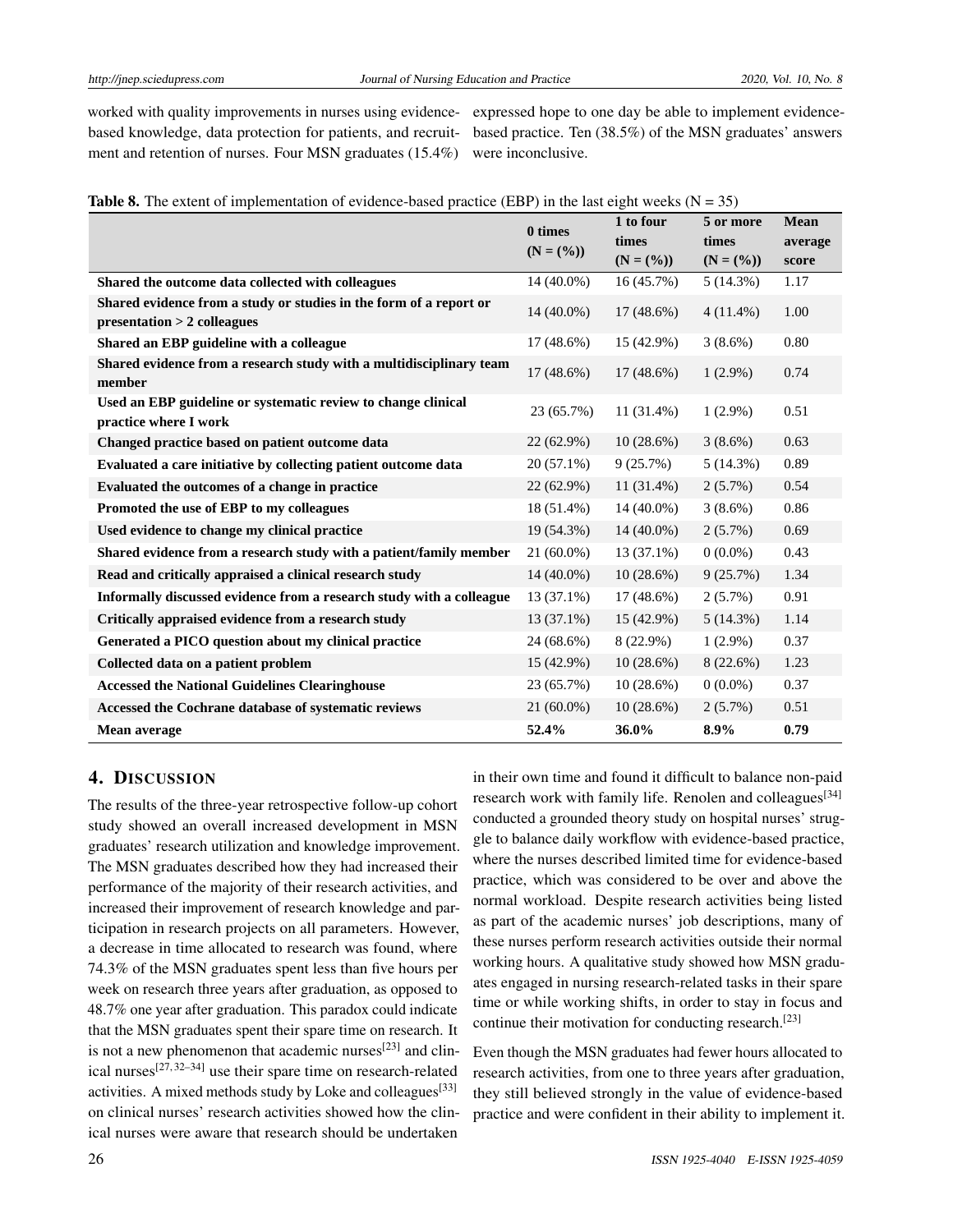worked with quality improvements in nurses using evidence-based knowledge, data protection for patients, and recruitment and retention of nurses. Four MSN graduates (15.4%) expressed hope to one day be able to implement evidence-based practice. Ten (38.5%) of the MSN graduates' answers were inconclusive.

**Table 8.** The extent of implementation of evidence-based practice (EBP) in the last eight weeks (N = 35)

| | 0 times (N = (%)) | 1 to four times (N = (%)) | 5 or more times (N = (%)) | Mean average score |
|---|---|---|---|---|
| **Shared the outcome data collected with colleagues** | 14 (40.0%) | 16 (45.7%) | 5 (14.3%) | 1.17 |
| **Shared evidence from a study or studies in the form of a report or presentation > 2 colleagues** | 14 (40.0%) | 17 (48.6%) | 4 (11.4%) | 1.00 |
| **Shared an EBP guideline with a colleague** | 17 (48.6%) | 15 (42.9%) | 3 (8.6%) | 0.80 |
| **Shared evidence from a research study with a multidisciplinary team member** | 17 (48.6%) | 17 (48.6%) | 1 (2.9%) | 0.74 |
| **Used an EBP guideline or systematic review to change clinical practice where I work** | 23 (65.7%) | 11 (31.4%) | 1 (2.9%) | 0.51 |
| **Changed practice based on patient outcome data** | 22 (62.9%) | 10 (28.6%) | 3 (8.6%) | 0.63 |
| **Evaluated a care initiative by collecting patient outcome data** | 20 (57.1%) | 9 (25.7%) | 5 (14.3%) | 0.89 |
| **Evaluated the outcomes of a change in practice** | 22 (62.9%) | 11 (31.4%) | 2 (5.7%) | 0.54 |
| **Promoted the use of EBP to my colleagues** | 18 (51.4%) | 14 (40.0%) | 3 (8.6%) | 0.86 |
| **Used evidence to change my clinical practice** | 19 (54.3%) | 14 (40.0%) | 2 (5.7%) | 0.69 |
| **Shared evidence from a research study with a patient/family member** | 21 (60.0%) | 13 (37.1%) | 0 (0.0%) | 0.43 |
| **Read and critically appraised a clinical research study** | 14 (40.0%) | 10 (28.6%) | 9 (25.7%) | 1.34 |
| **Informally discussed evidence from a research study with a colleague** | 13 (37.1%) | 17 (48.6%) | 2 (5.7%) | 0.91 |
| **Critically appraised evidence from a research study** | 13 (37.1%) | 15 (42.9%) | 5 (14.3%) | 1.14 |
| **Generated a PICO question about my clinical practice** | 24 (68.6%) | 8 (22.9%) | 1 (2.9%) | 0.37 |
| **Collected data on a patient problem** | 15 (42.9%) | 10 (28.6%) | 8 (22.6%) | 1.23 |
| **Accessed the National Guidelines Clearinghouse** | 23 (65.7%) | 10 (28.6%) | 0 (0.0%) | 0.37 |
| **Accessed the Cochrane database of systematic reviews** | 21 (60.0%) | 10 (28.6%) | 2 (5.7%) | 0.51 |
| **Mean average** | **52.4%** | **36.0%** | **8.9%** | **0.79** |

## 4. Discussion

The results of the three-year retrospective follow-up cohort study showed an overall increased development in MSN graduates' research utilization and knowledge improvement. The MSN graduates described how they had increased their performance of the majority of their research activities, and increased their improvement of research knowledge and participation in research projects on all parameters. However, a decrease in time allocated to research was found, where 74.3% of the MSN graduates spent less than five hours per week on research three years after graduation, as opposed to 48.7% one year after graduation. This paradox could indicate that the MSN graduates spent their spare time on research. It is not a new phenomenon that academic nurses[23] and clinical nurses[27,32–34] use their spare time on research-related activities. A mixed methods study by Loke and colleagues[33] on clinical nurses' research activities showed how the clinical nurses were aware that research should be undertaken in their own time and found it difficult to balance non-paid research work with family life. Renolen and colleagues[34] conducted a grounded theory study on hospital nurses' struggle to balance daily workflow with evidence-based practice, where the nurses described limited time for evidence-based practice, which was considered to be over and above the normal workload. Despite research activities being listed as part of the academic nurses' job descriptions, many of these nurses perform research activities outside their normal working hours. A qualitative study showed how MSN graduates engaged in nursing research-related tasks in their spare time or while working shifts, in order to stay in focus and continue their motivation for conducting research.[23]

Even though the MSN graduates had fewer hours allocated to research activities, from one to three years after graduation, they still believed strongly in the value of evidence-based practice and were confident in their ability to implement it.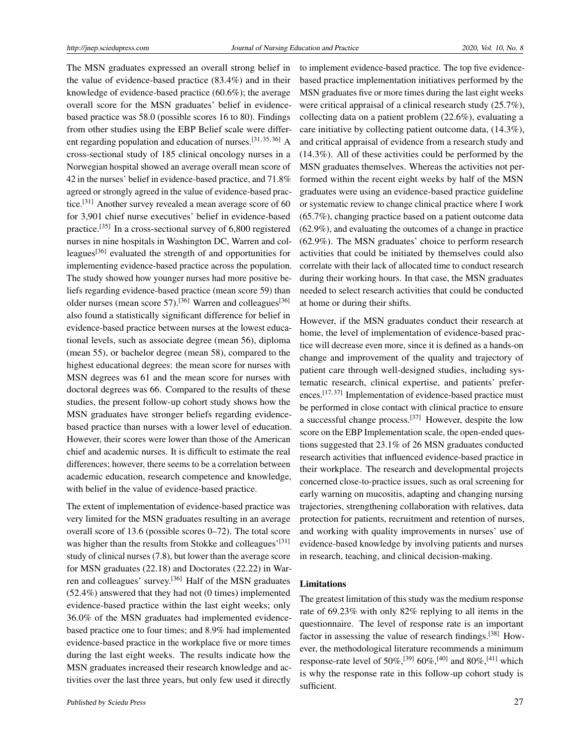The MSN graduates expressed an overall strong belief in the value of evidence-based practice (83.4%) and in their knowledge of evidence-based practice (60.6%); the average overall score for the MSN graduates' belief in evidence-based practice was 58.0 (possible scores 16 to 80). Findings from other studies using the EBP Belief scale were different regarding population and education of nurses.[31,35,36] A cross-sectional study of 185 clinical oncology nurses in a Norwegian hospital showed an average overall mean score of 42 in the nurses' belief in evidence-based practice, and 71.8% agreed or strongly agreed in the value of evidence-based practice.[31] Another survey revealed a mean average score of 60 for 3,901 chief nurse executives' belief in evidence-based practice.[35] In a cross-sectional survey of 6,800 registered nurses in nine hospitals in Washington DC, Warren and colleagues[36] evaluated the strength of and opportunities for implementing evidence-based practice across the population. The study showed how younger nurses had more positive beliefs regarding evidence-based practice (mean score 59) than older nurses (mean score 57).[36] Warren and colleagues[36] also found a statistically significant difference for belief in evidence-based practice between nurses at the lowest educational levels, such as associate degree (mean 56), diploma (mean 55), or bachelor degree (mean 58), compared to the highest educational degrees: the mean score for nurses with MSN degrees was 61 and the mean score for nurses with doctoral degrees was 66. Compared to the results of these studies, the present follow-up cohort study shows how the MSN graduates have stronger beliefs regarding evidence-based practice than nurses with a lower level of education. However, their scores were lower than those of the American chief and academic nurses. It is difficult to estimate the real differences; however, there seems to be a correlation between academic education, research competence and knowledge, with belief in the value of evidence-based practice.

The extent of implementation of evidence-based practice was very limited for the MSN graduates resulting in an average overall score of 13.6 (possible scores 0–72). The total score was higher than the results from Stokke and colleagues'[31] study of clinical nurses (7.8), but lower than the average score for MSN graduates (22.18) and Doctorates (22.22) in Warren and colleagues' survey.[36] Half of the MSN graduates (52.4%) answered that they had not (0 times) implemented evidence-based practice within the last eight weeks; only 36.0% of the MSN graduates had implemented evidence-based practice one to four times; and 8.9% had implemented evidence-based practice in the workplace five or more times during the last eight weeks. The results indicate how the MSN graduates increased their research knowledge and activities over the last three years, but only few used it directly to implement evidence-based practice. The top five evidence-based practice implementation initiatives performed by the MSN graduates five or more times during the last eight weeks were critical appraisal of a clinical research study (25.7%), collecting data on a patient problem (22.6%), evaluating a care initiative by collecting patient outcome data, (14.3%), and critical appraisal of evidence from a research study and (14.3%). All of these activities could be performed by the MSN graduates themselves. Whereas the activities not performed within the recent eight weeks by half of the MSN graduates were using an evidence-based practice guideline or systematic review to change clinical practice where I work (65.7%), changing practice based on a patient outcome data (62.9%), and evaluating the outcomes of a change in practice (62.9%). The MSN graduates' choice to perform research activities that could be initiated by themselves could also correlate with their lack of allocated time to conduct research during their working hours. In that case, the MSN graduates needed to select research activities that could be conducted at home or during their shifts.

However, if the MSN graduates conduct their research at home, the level of implementation of evidence-based practice will decrease even more, since it is defined as a hands-on change and improvement of the quality and trajectory of patient care through well-designed studies, including systematic research, clinical expertise, and patients' preferences.[17,37] Implementation of evidence-based practice must be performed in close contact with clinical practice to ensure a successful change process.[37] However, despite the low score on the EBP Implementation scale, the open-ended questions suggested that 23.1% of 26 MSN graduates conducted research activities that influenced evidence-based practice in their workplace. The research and developmental projects concerned close-to-practice issues, such as oral screening for early warning on mucositis, adapting and changing nursing trajectories, strengthening collaboration with relatives, data protection for patients, recruitment and retention of nurses, and working with quality improvements in nurses' use of evidence-based knowledge by involving patients and nurses in research, teaching, and clinical decision-making.

### Limitations

The greatest limitation of this study was the medium response rate of 69.23% with only 82% replying to all items in the questionnaire. The level of response rate is an important factor in assessing the value of research findings.[38] However, the methodological literature recommends a minimum response-rate level of 50%,[39] 60%,[40] and 80%,[41] which is why the response rate in this follow-up cohort study is sufficient.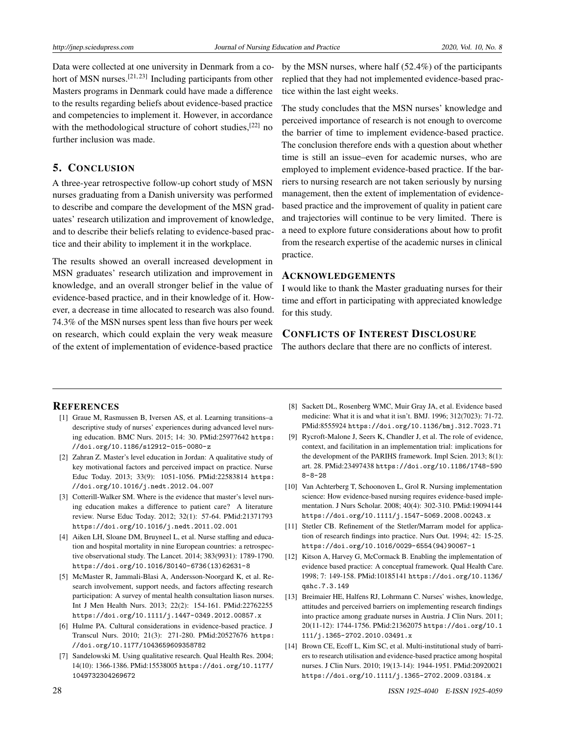Data were collected at one university in Denmark from a cohort of MSN nurses.[21,23] Including participants from other Masters programs in Denmark could have made a difference to the results regarding beliefs about evidence-based practice and competencies to implement it. However, in accordance with the methodological structure of cohort studies,[22] no further inclusion was made.

## 5. CONCLUSION

A three-year retrospective follow-up cohort study of MSN nurses graduating from a Danish university was performed to describe and compare the development of the MSN graduates' research utilization and improvement of knowledge, and to describe their beliefs relating to evidence-based practice and their ability to implement it in the workplace.

The results showed an overall increased development in MSN graduates' research utilization and improvement in knowledge, and an overall stronger belief in the value of evidence-based practice, and in their knowledge of it. However, a decrease in time allocated to research was also found. 74.3% of the MSN nurses spent less than five hours per week on research, which could explain the very weak measure of the extent of implementation of evidence-based practice by the MSN nurses, where half (52.4%) of the participants replied that they had not implemented evidence-based practice within the last eight weeks.

The study concludes that the MSN nurses' knowledge and perceived importance of research is not enough to overcome the barrier of time to implement evidence-based practice. The conclusion therefore ends with a question about whether time is still an issue–even for academic nurses, who are employed to implement evidence-based practice. If the barriers to nursing research are not taken seriously by nursing management, then the extent of implementation of evidence-based practice and the improvement of quality in patient care and trajectories will continue to be very limited. There is a need to explore future considerations about how to profit from the research expertise of the academic nurses in clinical practice.

## ACKNOWLEDGEMENTS

I would like to thank the Master graduating nurses for their time and effort in participating with appreciated knowledge for this study.

## CONFLICTS OF INTEREST DISCLOSURE

The authors declare that there are no conflicts of interest.

## REFERENCES

[1] Graue M, Rasmussen B, Iversen AS, et al. Learning transitions–a descriptive study of nurses' experiences during advanced level nursing education. BMC Nurs. 2015; 14: 30. PMid:25977642 https://doi.org/10.1186/s12912-015-0080-z

[2] Zahran Z. Master's level education in Jordan: A qualitative study of key motivational factors and perceived impact on practice. Nurse Educ Today. 2013; 33(9): 1051-1056. PMid:22583814 https://doi.org/10.1016/j.nedt.2012.04.007

[3] Cotterill-Walker SM. Where is the evidence that master's level nursing education makes a difference to patient care? A literature review. Nurse Educ Today. 2012; 32(1): 57-64. PMid:21371793 https://doi.org/10.1016/j.nedt.2011.02.001

[4] Aiken LH, Sloane DM, Bruyneel L, et al. Nurse staffing and education and hospital mortality in nine European countries: a retrospective observational study. The Lancet. 2014; 383(9931): 1789-1790. https://doi.org/10.1016/S0140-6736(13)62631-8

[5] McMaster R, Jammali-Blasi A, Andersson-Noorgard K, et al. Research involvement, support needs, and factors affecting research participation: A survey of mental health consultation liason nurses. Int J Men Health Nurs. 2013; 22(2): 154-161. PMid:22762255 https://doi.org/10.1111/j.1447-0349.2012.00857.x

[6] Hulme PA. Cultural considerations in evidence-based practice. J Transcul Nurs. 2010; 21(3): 271-280. PMid:20527676 https://doi.org/10.1177/1043659609358782

[7] Sandelowski M. Using qualitative research. Qual Health Res. 2004; 14(10): 1366-1386. PMid:15538005 https://doi.org/10.1177/1049732304269672

[8] Sackett DL, Rosenberg WMC, Muir Gray JA, et al. Evidence based medicine: What it is and what it isn't. BMJ. 1996; 312(7023): 71-72. PMid:8555924 https://doi.org/10.1136/bmj.312.7023.71

[9] Rycroft-Malone J, Seers K, Chandler J, et al. The role of evidence, context, and facilitation in an implementation trial: implications for the development of the PARIHS framework. Impl Scien. 2013; 8(1): art. 28. PMid:23497438 https://doi.org/10.1186/1748-5908-8-28

[10] Van Achterberg T, Schoonoven L, Grol R. Nursing implementation science: How evidence-based nursing requires evidence-based implementation. J Nurs Scholar. 2008; 40(4): 302-310. PMid:19094144 https://doi.org/10.1111/j.1547-5069.2008.00243.x

[11] Stetler CB. Refinement of the Stetler/Marram model for application of research findings into practice. Nurs Out. 1994; 42: 15-25. https://doi.org/10.1016/0029-6554(94)90067-1

[12] Kitson A, Harvey G, McCormack B. Enabling the implementation of evidence based practice: A conceptual framework. Qual Health Care. 1998; 7: 149-158. PMid:10185141 https://doi.org/10.1136/qshc.7.3.149

[13] Breimaier HE, Halfens RJ, Lohrmann C. Nurses' wishes, knowledge, attitudes and perceived barriers on implementing research findings into practice among graduate nurses in Austria. J Clin Nurs. 2011; 20(11-12): 1744-1756. PMid:21362075 https://doi.org/10.1111/j.1365-2702.2010.03491.x

[14] Brown CE, Ecoff L, Kim SC, et al. Multi-institutional study of barriers to research utilisation and evidence-based practice among hospital nurses. J Clin Nurs. 2010; 19(13-14): 1944-1951. PMid:20920021 https://doi.org/10.1111/j.1365-2702.2009.03184.x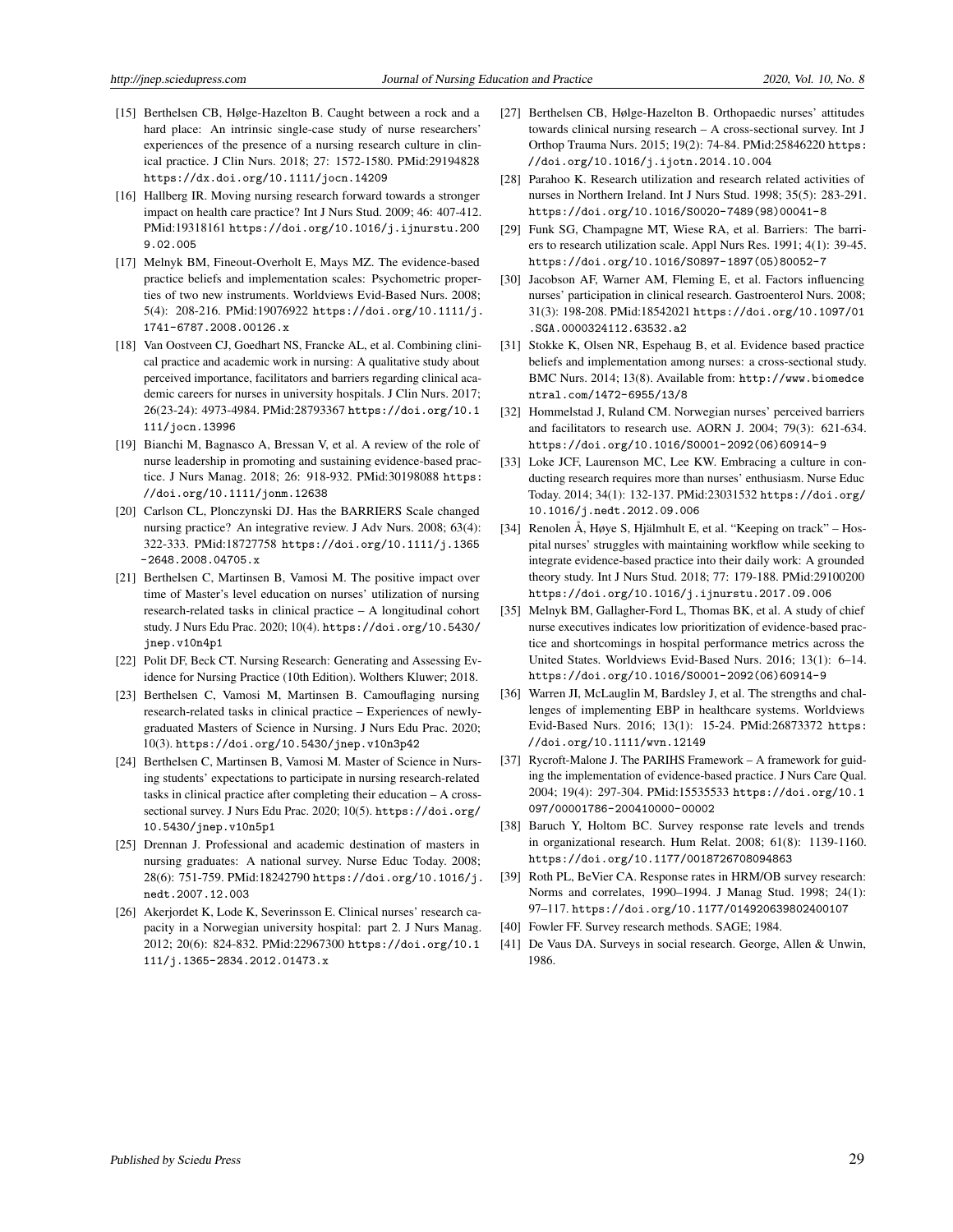[15] Berthelsen CB, Hølge-Hazelton B. Caught between a rock and a hard place: An intrinsic single-case study of nurse researchers' experiences of the presence of a nursing research culture in clinical practice. J Clin Nurs. 2018; 27: 1572-1580. PMid:29194828 https://dx.doi.org/10.1111/jocn.14209

[16] Hallberg IR. Moving nursing research forward towards a stronger impact on health care practice? Int J Nurs Stud. 2009; 46: 407-412. PMid:19318161 https://doi.org/10.1016/j.ijnurstu.2009.02.005

[17] Melnyk BM, Fineout-Overholt E, Mays MZ. The evidence-based practice beliefs and implementation scales: Psychometric properties of two new instruments. Worldviews Evid-Based Nurs. 2008; 5(4): 208-216. PMid:19076922 https://doi.org/10.1111/j.1741-6787.2008.00126.x

[18] Van Oostveen CJ, Goedhart NS, Francke AL, et al. Combining clinical practice and academic work in nursing: A qualitative study about perceived importance, facilitators and barriers regarding clinical academic careers for nurses in university hospitals. J Clin Nurs. 2017; 26(23-24): 4973-4984. PMid:28793367 https://doi.org/10.1111/jocn.13996

[19] Bianchi M, Bagnasco A, Bressan V, et al. A review of the role of nurse leadership in promoting and sustaining evidence-based practice. J Nurs Manag. 2018; 26: 918-932. PMid:30198088 https://doi.org/10.1111/jonm.12638

[20] Carlson CL, Plonczynski DJ. Has the BARRIERS Scale changed nursing practice? An integrative review. J Adv Nurs. 2008; 63(4): 322-333. PMid:18727758 https://doi.org/10.1111/j.1365-2648.2008.04705.x

[21] Berthelsen C, Martinsen B, Vamosi M. The positive impact over time of Master's level education on nurses' utilization of nursing research-related tasks in clinical practice – A longitudinal cohort study. J Nurs Edu Prac. 2020; 10(4). https://doi.org/10.5430/jnep.v10n4p1

[22] Polit DF, Beck CT. Nursing Research: Generating and Assessing Evidence for Nursing Practice (10th Edition). Wolthers Kluwer; 2018.

[23] Berthelsen C, Vamosi M, Martinsen B. Camouflaging nursing research-related tasks in clinical practice – Experiences of newly-graduated Masters of Science in Nursing. J Nurs Edu Prac. 2020; 10(3). https://doi.org/10.5430/jnep.v10n3p42

[24] Berthelsen C, Martinsen B, Vamosi M. Master of Science in Nursing students' expectations to participate in nursing research-related tasks in clinical practice after completing their education – A cross-sectional survey. J Nurs Edu Prac. 2020; 10(5). https://doi.org/10.5430/jnep.v10n5p1

[25] Drennan J. Professional and academic destination of masters in nursing graduates: A national survey. Nurse Educ Today. 2008; 28(6): 751-759. PMid:18242790 https://doi.org/10.1016/j.nedt.2007.12.003

[26] Akerjordet K, Lode K, Severinsson E. Clinical nurses' research capacity in a Norwegian university hospital: part 2. J Nurs Manag. 2012; 20(6): 824-832. PMid:22967300 https://doi.org/10.1111/j.1365-2834.2012.01473.x

[27] Berthelsen CB, Hølge-Hazelton B. Orthopaedic nurses' attitudes towards clinical nursing research – A cross-sectional survey. Int J Orthop Trauma Nurs. 2015; 19(2): 74-84. PMid:25846220 https://doi.org/10.1016/j.ijotn.2014.10.004

[28] Parahoo K. Research utilization and research related activities of nurses in Northern Ireland. Int J Nurs Stud. 1998; 35(5): 283-291. https://doi.org/10.1016/S0020-7489(98)00041-8

[29] Funk SG, Champagne MT, Wiese RA, et al. Barriers: The barriers to research utilization scale. Appl Nurs Res. 1991; 4(1): 39-45. https://doi.org/10.1016/S0897-1897(05)80052-7

[30] Jacobson AF, Warner AM, Fleming E, et al. Factors influencing nurses' participation in clinical research. Gastroenterol Nurs. 2008; 31(3): 198-208. PMid:18542021 https://doi.org/10.1097/01.SGA.0000324112.63532.a2

[31] Stokke K, Olsen NR, Espehaug B, et al. Evidence based practice beliefs and implementation among nurses: a cross-sectional study. BMC Nurs. 2014; 13(8). Available from: http://www.biomedcentral.com/1472-6955/13/8

[32] Hommelstad J, Ruland CM. Norwegian nurses' perceived barriers and facilitators to research use. AORN J. 2004; 79(3): 621-634. https://doi.org/10.1016/S0001-2092(06)60914-9

[33] Loke JCF, Laurenson MC, Lee KW. Embracing a culture in conducting research requires more than nurses' enthusiasm. Nurse Educ Today. 2014; 34(1): 132-137. PMid:23031532 https://doi.org/10.1016/j.nedt.2012.09.006

[34] Renolen Å, Høye S, Hjälmhult E, et al. "Keeping on track" – Hospital nurses' struggles with maintaining workflow while seeking to integrate evidence-based practice into their daily work: A grounded theory study. Int J Nurs Stud. 2018; 77: 179-188. PMid:29100200 https://doi.org/10.1016/j.ijnurstu.2017.09.006

[35] Melnyk BM, Gallagher-Ford L, Thomas BK, et al. A study of chief nurse executives indicates low prioritization of evidence-based practice and shortcomings in hospital performance metrics across the United States. Worldviews Evid-Based Nurs. 2016; 13(1): 6–14. https://doi.org/10.1016/S0001-2092(06)60914-9

[36] Warren JI, McLauglin M, Bardsley J, et al. The strengths and challenges of implementing EBP in healthcare systems. Worldviews Evid-Based Nurs. 2016; 13(1): 15-24. PMid:26873372 https://doi.org/10.1111/wvn.12149

[37] Rycroft-Malone J. The PARIHS Framework – A framework for guiding the implementation of evidence-based practice. J Nurs Care Qual. 2004; 19(4): 297-304. PMid:15535533 https://doi.org/10.1097/00001786-200410000-00002

[38] Baruch Y, Holtom BC. Survey response rate levels and trends in organizational research. Hum Relat. 2008; 61(8): 1139-1160. https://doi.org/10.1177/0018726708094863

[39] Roth PL, BeVier CA. Response rates in HRM/OB survey research: Norms and correlates, 1990–1994. J Manag Stud. 1998; 24(1): 97–117. https://doi.org/10.1177/014920639802400107

[40] Fowler FF. Survey research methods. SAGE; 1984.

[41] De Vaus DA. Surveys in social research. George, Allen & Unwin, 1986.